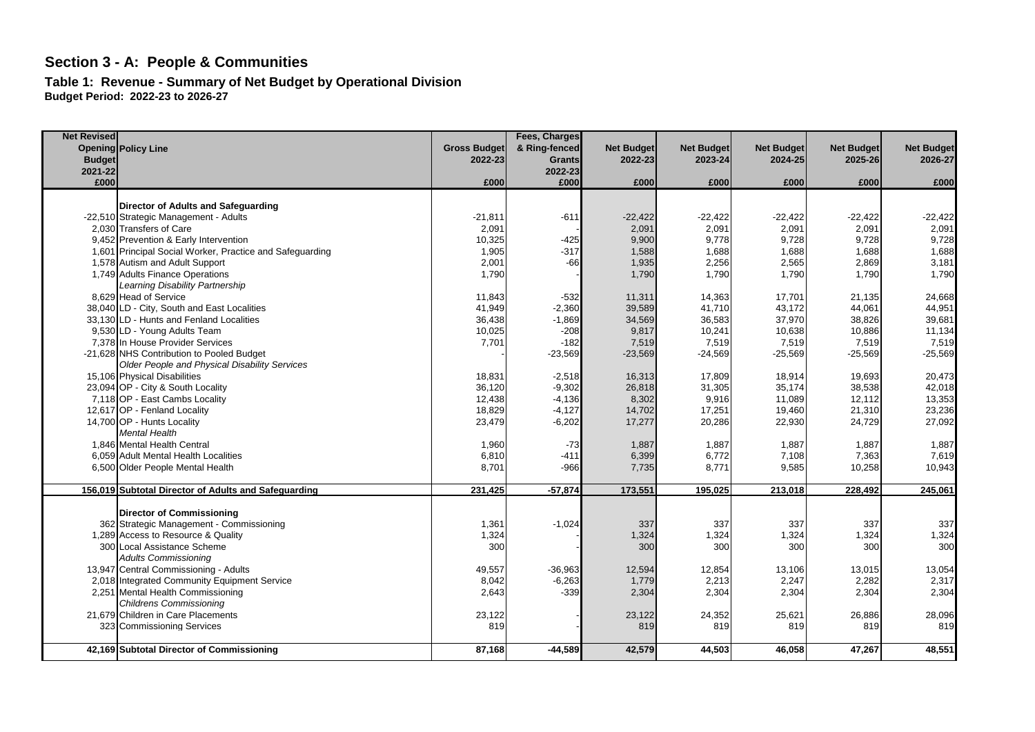## Section 3 - A: People & Communities

### Table 1: Revenue - Summary of Net Budget by Operational Division

**Budget Period: 2022-23 to 2026-27**

| Net Revised Opening Budget 2021-22 £000 | Policy Line | Gross Budget 2022-23 £000 | Fees, Charges & Ring-fenced Grants 2022-23 £000 | Net Budget 2022-23 £000 | Net Budget 2023-24 £000 | Net Budget 2024-25 £000 | Net Budget 2025-26 £000 | Net Budget 2026-27 £000 |
|---|---|---|---|---|---|---|---|---|
| | **Director of Adults and Safeguarding** | | | | | | | |
| -22,510 | Strategic Management - Adults | -21,811 | -611 | -22,422 | -22,422 | -22,422 | -22,422 | -22,422 |
| 2,030 | Transfers of Care | 2,091 | - | 2,091 | 2,091 | 2,091 | 2,091 | 2,091 |
| 9,452 | Prevention & Early Intervention | 10,325 | -425 | 9,900 | 9,778 | 9,728 | 9,728 | 9,728 |
| 1,601 | Principal Social Worker, Practice and Safeguarding | 1,905 | -317 | 1,588 | 1,688 | 1,688 | 1,688 | 1,688 |
| 1,578 | Autism and Adult Support | 2,001 | -66 | 1,935 | 2,256 | 2,565 | 2,869 | 3,181 |
| 1,749 | Adults Finance Operations | 1,790 | - | 1,790 | 1,790 | 1,790 | 1,790 | 1,790 |
| | *Learning Disability Partnership* | | | | | | | |
| 8,629 | Head of Service | 11,843 | -532 | 11,311 | 14,363 | 17,701 | 21,135 | 24,668 |
| 38,040 | LD - City, South and East Localities | 41,949 | -2,360 | 39,589 | 41,710 | 43,172 | 44,061 | 44,951 |
| 33,130 | LD - Hunts and Fenland Localities | 36,438 | -1,869 | 34,569 | 36,583 | 37,970 | 38,826 | 39,681 |
| 9,530 | LD - Young Adults Team | 10,025 | -208 | 9,817 | 10,241 | 10,638 | 10,886 | 11,134 |
| 7,378 | In House Provider Services | 7,701 | -182 | 7,519 | 7,519 | 7,519 | 7,519 | 7,519 |
| -21,628 | NHS Contribution to Pooled Budget | - | -23,569 | -23,569 | -24,569 | -25,569 | -25,569 | -25,569 |
| | *Older People and Physical Disability Services* | | | | | | | |
| 15,106 | Physical Disabilities | 18,831 | -2,518 | 16,313 | 17,809 | 18,914 | 19,693 | 20,473 |
| 23,094 | OP - City & South Locality | 36,120 | -9,302 | 26,818 | 31,305 | 35,174 | 38,538 | 42,018 |
| 7,118 | OP - East Cambs Locality | 12,438 | -4,136 | 8,302 | 9,916 | 11,089 | 12,112 | 13,353 |
| 12,617 | OP - Fenland Locality | 18,829 | -4,127 | 14,702 | 17,251 | 19,460 | 21,310 | 23,236 |
| 14,700 | OP - Hunts Locality | 23,479 | -6,202 | 17,277 | 20,286 | 22,930 | 24,729 | 27,092 |
| | *Mental Health* | | | | | | | |
| 1,846 | Mental Health Central | 1,960 | -73 | 1,887 | 1,887 | 1,887 | 1,887 | 1,887 |
| 6,059 | Adult Mental Health Localities | 6,810 | -411 | 6,399 | 6,772 | 7,108 | 7,363 | 7,619 |
| 6,500 | Older People Mental Health | 8,701 | -966 | 7,735 | 8,771 | 9,585 | 10,258 | 10,943 |
| **156,019** | **Subtotal Director of Adults and Safeguarding** | **231,425** | **-57,874** | **173,551** | **195,025** | **213,018** | **228,492** | **245,061** |
| | **Director of Commissioning** | | | | | | | |
| 362 | Strategic Management - Commissioning | 1,361 | -1,024 | 337 | 337 | 337 | 337 | 337 |
| 1,289 | Access to Resource & Quality | 1,324 | - | 1,324 | 1,324 | 1,324 | 1,324 | 1,324 |
| 300 | Local Assistance Scheme | 300 | - | 300 | 300 | 300 | 300 | 300 |
| | *Adults Commissioning* | | | | | | | |
| 13,947 | Central Commissioning - Adults | 49,557 | -36,963 | 12,594 | 12,854 | 13,106 | 13,015 | 13,054 |
| 2,018 | Integrated Community Equipment Service | 8,042 | -6,263 | 1,779 | 2,213 | 2,247 | 2,282 | 2,317 |
| 2,251 | Mental Health Commissioning | 2,643 | -339 | 2,304 | 2,304 | 2,304 | 2,304 | 2,304 |
| | *Childrens Commissioning* | | | | | | | |
| 21,679 | Children in Care Placements | 23,122 | - | 23,122 | 24,352 | 25,621 | 26,886 | 28,096 |
| 323 | Commissioning Services | 819 | - | 819 | 819 | 819 | 819 | 819 |
| **42,169** | **Subtotal Director of Commissioning** | **87,168** | **-44,589** | **42,579** | **44,503** | **46,058** | **47,267** | **48,551** |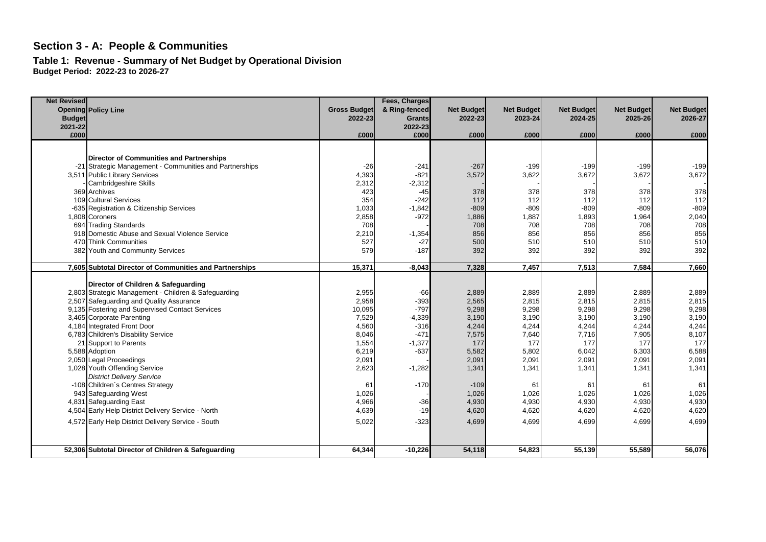# Section 3 - A: People & Communities

## Table 1: Revenue - Summary of Net Budget by Operational Division

**Budget Period: 2022-23 to 2026-27**

| Net Revised Opening Budget 2021-22 £000 | Policy Line | Gross Budget 2022-23 £000 | Fees, Charges & Ring-fenced Grants 2022-23 £000 | Net Budget 2022-23 £000 | Net Budget 2023-24 £000 | Net Budget 2024-25 £000 | Net Budget 2025-26 £000 | Net Budget 2026-27 £000 |
|---|---|---|---|---|---|---|---|---|
| | **Director of Communities and Partnerships** | | | | | | | |
| -21 | Strategic Management - Communities and Partnerships | -26 | -241 | -267 | -199 | -199 | -199 | -199 |
| 3,511 | Public Library Services | 4,393 | -821 | 3,572 | 3,622 | 3,672 | 3,672 | 3,672 |
| - | Cambridgeshire Skills | 2,312 | -2,312 | - | - | - | - | - |
| 369 | Archives | 423 | -45 | 378 | 378 | 378 | 378 | 378 |
| 109 | Cultural Services | 354 | -242 | 112 | 112 | 112 | 112 | 112 |
| -635 | Registration & Citizenship Services | 1,033 | -1,842 | -809 | -809 | -809 | -809 | -809 |
| 1,808 | Coroners | 2,858 | -972 | 1,886 | 1,887 | 1,893 | 1,964 | 2,040 |
| 694 | Trading Standards | 708 | - | 708 | 708 | 708 | 708 | 708 |
| 918 | Domestic Abuse and Sexual Violence Service | 2,210 | -1,354 | 856 | 856 | 856 | 856 | 856 |
| 470 | Think Communities | 527 | -27 | 500 | 510 | 510 | 510 | 510 |
| 382 | Youth and Community Services | 579 | -187 | 392 | 392 | 392 | 392 | 392 |
| **7,605** | **Subtotal Director of Communities and Partnerships** | **15,371** | **-8,043** | **7,328** | **7,457** | **7,513** | **7,584** | **7,660** |
| | **Director of Children & Safeguarding** | | | | | | | |
| 2,803 | Strategic Management - Children & Safeguarding | 2,955 | -66 | 2,889 | 2,889 | 2,889 | 2,889 | 2,889 |
| 2,507 | Safeguarding and Quality Assurance | 2,958 | -393 | 2,565 | 2,815 | 2,815 | 2,815 | 2,815 |
| 9,135 | Fostering and Supervised Contact Services | 10,095 | -797 | 9,298 | 9,298 | 9,298 | 9,298 | 9,298 |
| 3,465 | Corporate Parenting | 7,529 | -4,339 | 3,190 | 3,190 | 3,190 | 3,190 | 3,190 |
| 4,184 | Integrated Front Door | 4,560 | -316 | 4,244 | 4,244 | 4,244 | 4,244 | 4,244 |
| 6,783 | Children's Disability Service | 8,046 | -471 | 7,575 | 7,640 | 7,716 | 7,905 | 8,107 |
| 21 | Support to Parents | 1,554 | -1,377 | 177 | 177 | 177 | 177 | 177 |
| 5,588 | Adoption | 6,219 | -637 | 5,582 | 5,802 | 6,042 | 6,303 | 6,588 |
| 2,050 | Legal Proceedings | 2,091 | - | 2,091 | 2,091 | 2,091 | 2,091 | 2,091 |
| 1,028 | Youth Offending Service | 2,623 | -1,282 | 1,341 | 1,341 | 1,341 | 1,341 | 1,341 |
| | *District Delivery Service* | | | | | | | |
| -108 | Children´s Centres Strategy | 61 | -170 | -109 | 61 | 61 | 61 | 61 |
| 943 | Safeguarding West | 1,026 | - | 1,026 | 1,026 | 1,026 | 1,026 | 1,026 |
| 4,831 | Safeguarding East | 4,966 | -36 | 4,930 | 4,930 | 4,930 | 4,930 | 4,930 |
| 4,504 | Early Help District Delivery Service - North | 4,639 | -19 | 4,620 | 4,620 | 4,620 | 4,620 | 4,620 |
| 4,572 | Early Help District Delivery Service - South | 5,022 | -323 | 4,699 | 4,699 | 4,699 | 4,699 | 4,699 |
| **52,306** | **Subtotal Director of Children & Safeguarding** | **64,344** | **-10,226** | **54,118** | **54,823** | **55,139** | **55,589** | **56,076** |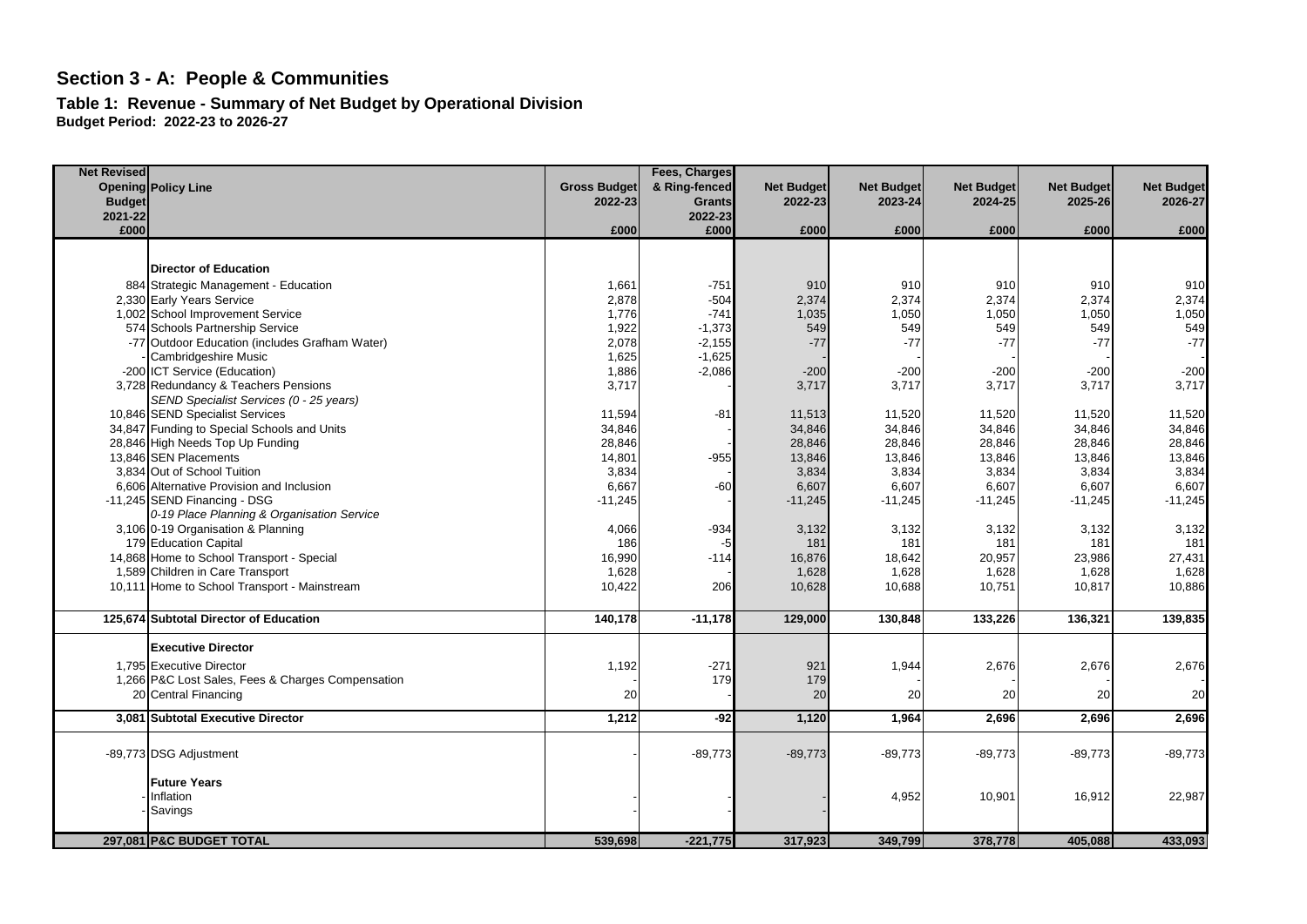# Section 3 - A: People & Communities

## Table 1: Revenue - Summary of Net Budget by Operational Division

**Budget Period: 2022-23 to 2026-27**

| Net Revised Opening Budget 2021-22 £000 | Policy Line | Gross Budget 2022-23 £000 | Fees, Charges & Ring-fenced Grants 2022-23 £000 | Net Budget 2022-23 £000 | Net Budget 2023-24 £000 | Net Budget 2024-25 £000 | Net Budget 2025-26 £000 | Net Budget 2026-27 £000 |
|---|---|---|---|---|---|---|---|---|
| | **Director of Education** | | | | | | | |
| 884 | Strategic Management - Education | 1,661 | -751 | 910 | 910 | 910 | 910 | 910 |
| 2,330 | Early Years Service | 2,878 | -504 | 2,374 | 2,374 | 2,374 | 2,374 | 2,374 |
| 1,002 | School Improvement Service | 1,776 | -741 | 1,035 | 1,050 | 1,050 | 1,050 | 1,050 |
| 574 | Schools Partnership Service | 1,922 | -1,373 | 549 | 549 | 549 | 549 | 549 |
| -77 | Outdoor Education (includes Grafham Water) | 2,078 | -2,155 | -77 | -77 | -77 | -77 | -77 |
| - | Cambridgeshire Music | 1,625 | -1,625 | - | - | - | - | - |
| -200 | ICT Service (Education) | 1,886 | -2,086 | -200 | -200 | -200 | -200 | -200 |
| 3,728 | Redundancy & Teachers Pensions | 3,717 | - | 3,717 | 3,717 | 3,717 | 3,717 | 3,717 |
| | *SEND Specialist Services (0 - 25 years)* | | | | | | | |
| 10,846 | SEND Specialist Services | 11,594 | -81 | 11,513 | 11,520 | 11,520 | 11,520 | 11,520 |
| 34,847 | Funding to Special Schools and Units | 34,846 | - | 34,846 | 34,846 | 34,846 | 34,846 | 34,846 |
| 28,846 | High Needs Top Up Funding | 28,846 | - | 28,846 | 28,846 | 28,846 | 28,846 | 28,846 |
| 13,846 | SEN Placements | 14,801 | -955 | 13,846 | 13,846 | 13,846 | 13,846 | 13,846 |
| 3,834 | Out of School Tuition | 3,834 | - | 3,834 | 3,834 | 3,834 | 3,834 | 3,834 |
| 6,606 | Alternative Provision and Inclusion | 6,667 | -60 | 6,607 | 6,607 | 6,607 | 6,607 | 6,607 |
| -11,245 | SEND Financing - DSG | -11,245 | - | -11,245 | -11,245 | -11,245 | -11,245 | -11,245 |
| | *0-19 Place Planning & Organisation Service* | | | | | | | |
| 3,106 | 0-19 Organisation & Planning | 4,066 | -934 | 3,132 | 3,132 | 3,132 | 3,132 | 3,132 |
| 179 | Education Capital | 186 | -5 | 181 | 181 | 181 | 181 | 181 |
| 14,868 | Home to School Transport - Special | 16,990 | -114 | 16,876 | 18,642 | 20,957 | 23,986 | 27,431 |
| 1,589 | Children in Care Transport | 1,628 | - | 1,628 | 1,628 | 1,628 | 1,628 | 1,628 |
| 10,111 | Home to School Transport - Mainstream | 10,422 | 206 | 10,628 | 10,688 | 10,751 | 10,817 | 10,886 |
| **125,674** | **Subtotal Director of Education** | **140,178** | **-11,178** | **129,000** | **130,848** | **133,226** | **136,321** | **139,835** |
| | **Executive Director** | | | | | | | |
| 1,795 | Executive Director | 1,192 | -271 | 921 | 1,944 | 2,676 | 2,676 | 2,676 |
| 1,266 | P&C Lost Sales, Fees & Charges Compensation | - | 179 | 179 | - | - | - | - |
| 20 | Central Financing | 20 | - | 20 | 20 | 20 | 20 | 20 |
| **3,081** | **Subtotal Executive Director** | **1,212** | **-92** | **1,120** | **1,964** | **2,696** | **2,696** | **2,696** |
| -89,773 | DSG Adjustment | - | -89,773 | -89,773 | -89,773 | -89,773 | -89,773 | -89,773 |
| | **Future Years** | | | | | | | |
| - | Inflation | - | - | - | 4,952 | 10,901 | 16,912 | 22,987 |
| - | Savings | - | - | - | | | | |
| **297,081** | **P&C BUDGET TOTAL** | **539,698** | **-221,775** | **317,923** | **349,799** | **378,778** | **405,088** | **433,093** |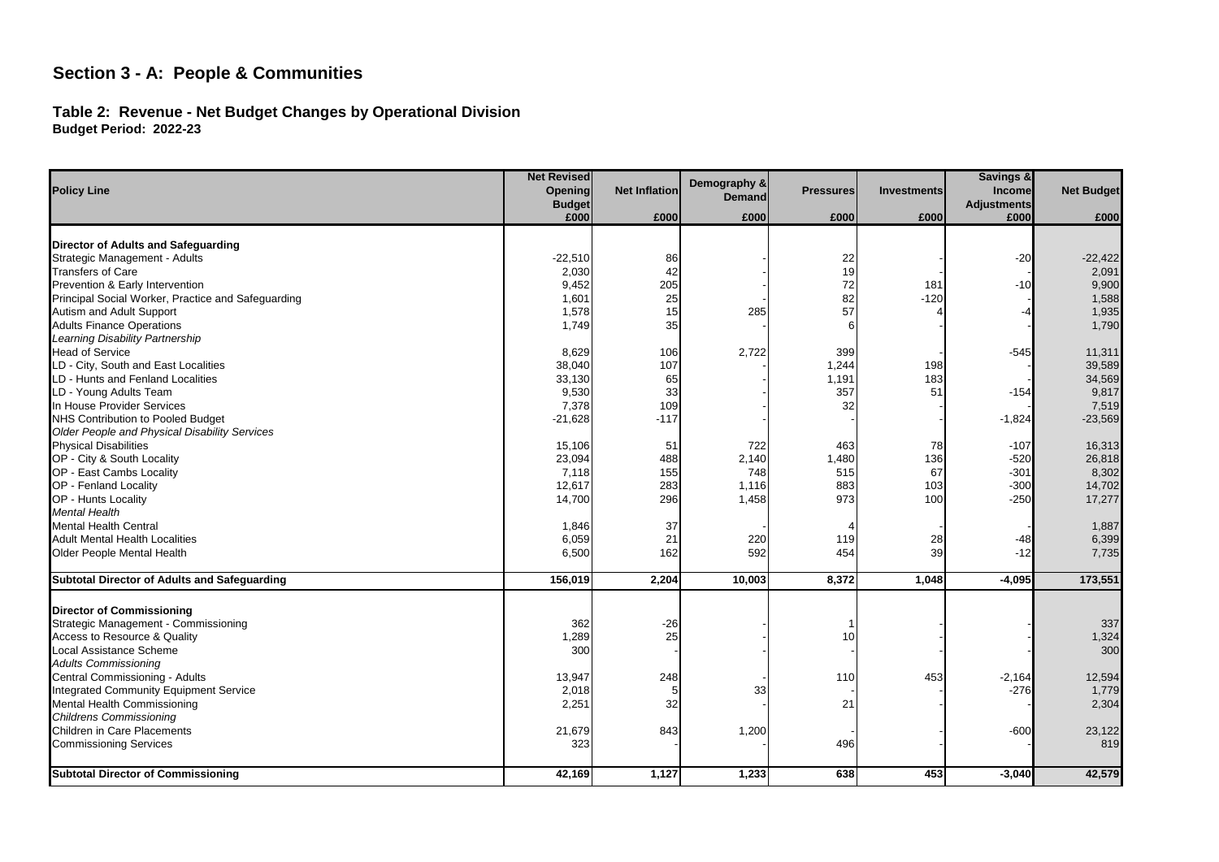# Section 3 - A: People & Communities

## Table 2: Revenue - Net Budget Changes by Operational Division

**Budget Period: 2022-23**

| Policy Line | Net Revised Opening Budget | Net Inflation | Demography & Demand | Pressures | Investments | Savings & Income Adjustments | Net Budget |
|---|---|---|---|---|---|---|---|
| | £000 | £000 | £000 | £000 | £000 | £000 | £000 |
| **Director of Adults and Safeguarding** | | | | | | | |
| Strategic Management - Adults | -22,510 | 86 | - | 22 | - | -20 | -22,422 |
| Transfers of Care | 2,030 | 42 | - | 19 | - | - | 2,091 |
| Prevention & Early Intervention | 9,452 | 205 | - | 72 | 181 | -10 | 9,900 |
| Principal Social Worker, Practice and Safeguarding | 1,601 | 25 | - | 82 | -120 | - | 1,588 |
| Autism and Adult Support | 1,578 | 15 | 285 | 57 | 4 | -4 | 1,935 |
| Adults Finance Operations | 1,749 | 35 | - | 6 | - | - | 1,790 |
| *Learning Disability Partnership* | | | | | | | |
| Head of Service | 8,629 | 106 | 2,722 | 399 | - | -545 | 11,311 |
| LD - City, South and East Localities | 38,040 | 107 | - | 1,244 | 198 | - | 39,589 |
| LD - Hunts and Fenland Localities | 33,130 | 65 | - | 1,191 | 183 | - | 34,569 |
| LD - Young Adults Team | 9,530 | 33 | - | 357 | 51 | -154 | 9,817 |
| In House Provider Services | 7,378 | 109 | - | 32 | - | - | 7,519 |
| NHS Contribution to Pooled Budget | -21,628 | -117 | - | - | - | -1,824 | -23,569 |
| *Older People and Physical Disability Services* | | | | | | | |
| Physical Disabilities | 15,106 | 51 | 722 | 463 | 78 | -107 | 16,313 |
| OP - City & South Locality | 23,094 | 488 | 2,140 | 1,480 | 136 | -520 | 26,818 |
| OP - East Cambs Locality | 7,118 | 155 | 748 | 515 | 67 | -301 | 8,302 |
| OP - Fenland Locality | 12,617 | 283 | 1,116 | 883 | 103 | -300 | 14,702 |
| OP - Hunts Locality | 14,700 | 296 | 1,458 | 973 | 100 | -250 | 17,277 |
| *Mental Health* | | | | | | | |
| Mental Health Central | 1,846 | 37 | - | 4 | - | - | 1,887 |
| Adult Mental Health Localities | 6,059 | 21 | 220 | 119 | 28 | -48 | 6,399 |
| Older People Mental Health | 6,500 | 162 | 592 | 454 | 39 | -12 | 7,735 |
| **Subtotal Director of Adults and Safeguarding** | **156,019** | **2,204** | **10,003** | **8,372** | **1,048** | **-4,095** | **173,551** |
| **Director of Commissioning** | | | | | | | |
| Strategic Management - Commissioning | 362 | -26 | - | 1 | - | - | 337 |
| Access to Resource & Quality | 1,289 | 25 | - | 10 | - | - | 1,324 |
| Local Assistance Scheme | 300 | - | - | - | - | - | 300 |
| *Adults Commissioning* | | | | | | | |
| Central Commissioning - Adults | 13,947 | 248 | - | 110 | 453 | -2,164 | 12,594 |
| Integrated Community Equipment Service | 2,018 | 5 | 33 | - | - | -276 | 1,779 |
| Mental Health Commissioning | 2,251 | 32 | - | 21 | - | - | 2,304 |
| *Childrens Commissioning* | | | | | | | |
| Children in Care Placements | 21,679 | 843 | 1,200 | - | - | -600 | 23,122 |
| Commissioning Services | 323 | - | - | 496 | - | - | 819 |
| **Subtotal Director of Commissioning** | **42,169** | **1,127** | **1,233** | **638** | **453** | **-3,040** | **42,579** |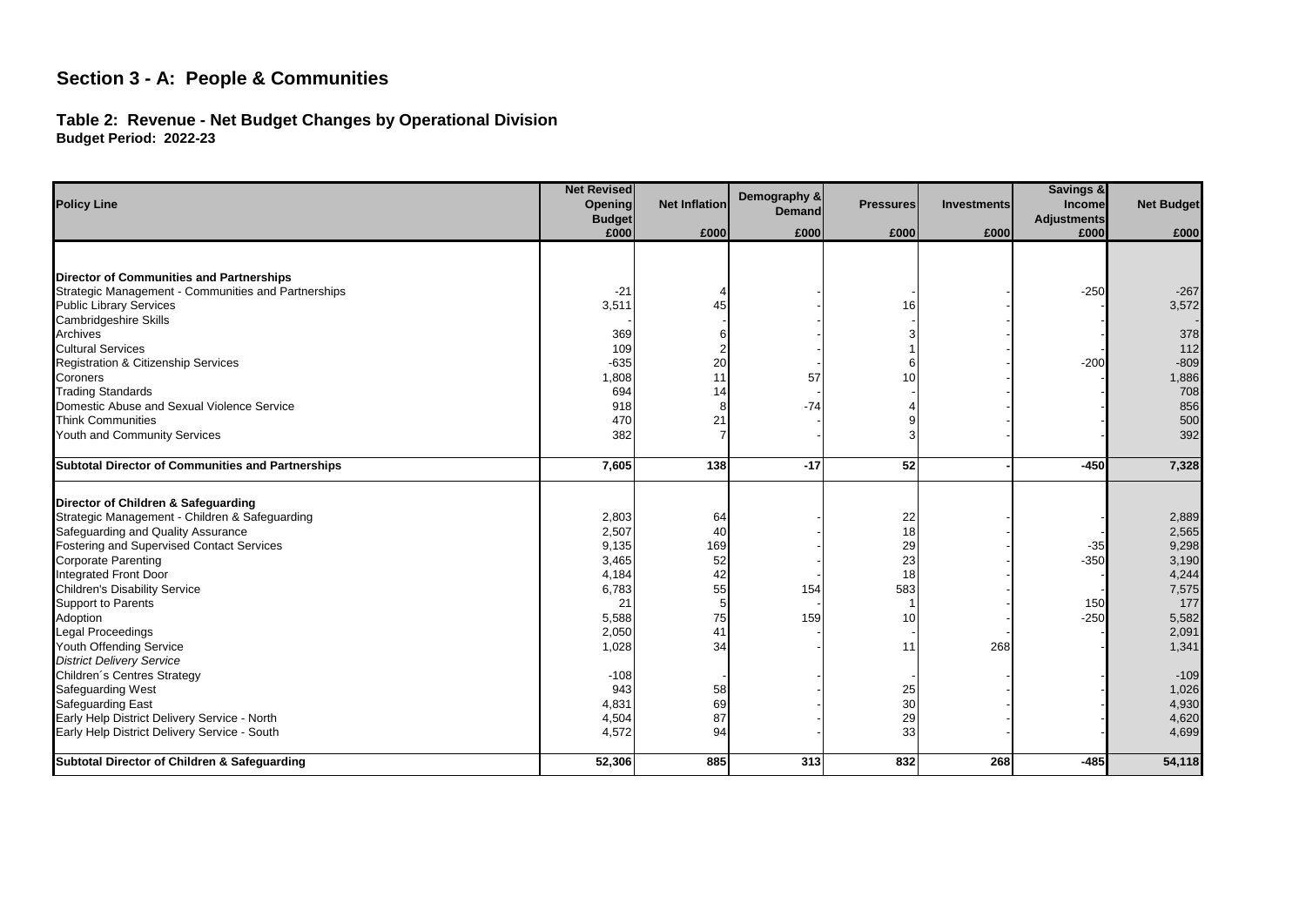## Section 3 - A: People & Communities

### Table 2: Revenue - Net Budget Changes by Operational Division

**Budget Period: 2022-23**

| Policy Line | Net Revised Opening Budget | Net Inflation | Demography & Demand | Pressures | Investments | Savings & Income Adjustments | Net Budget |
|---|---|---|---|---|---|---|---|
| | £000 | £000 | £000 | £000 | £000 | £000 | £000 |
| **Director of Communities and Partnerships** | | | | | | | |
| Strategic Management - Communities and Partnerships | -21 | 4 | - | - | - | -250 | -267 |
| Public Library Services | 3,511 | 45 | - | 16 | - | - | 3,572 |
| Cambridgeshire Skills | - | - | - | - | - | - | - |
| Archives | 369 | 6 | - | 3 | - | - | 378 |
| Cultural Services | 109 | 2 | - | 1 | - | - | 112 |
| Registration & Citizenship Services | -635 | 20 | - | 6 | - | -200 | -809 |
| Coroners | 1,808 | 11 | 57 | 10 | - | - | 1,886 |
| Trading Standards | 694 | 14 | - | - | - | - | 708 |
| Domestic Abuse and Sexual Violence Service | 918 | 8 | -74 | 4 | - | - | 856 |
| Think Communities | 470 | 21 | - | 9 | - | - | 500 |
| Youth and Community Services | 382 | 7 | - | 3 | - | - | 392 |
| **Subtotal Director of Communities and Partnerships** | **7,605** | **138** | **-17** | **52** | **-** | **-450** | **7,328** |
| **Director of Children & Safeguarding** | | | | | | | |
| Strategic Management - Children & Safeguarding | 2,803 | 64 | - | 22 | - | - | 2,889 |
| Safeguarding and Quality Assurance | 2,507 | 40 | - | 18 | - | - | 2,565 |
| Fostering and Supervised Contact Services | 9,135 | 169 | - | 29 | - | -35 | 9,298 |
| Corporate Parenting | 3,465 | 52 | - | 23 | - | -350 | 3,190 |
| Integrated Front Door | 4,184 | 42 | - | 18 | - | - | 4,244 |
| Children's Disability Service | 6,783 | 55 | 154 | 583 | - | - | 7,575 |
| Support to Parents | 21 | 5 | - | 1 | - | 150 | 177 |
| Adoption | 5,588 | 75 | 159 | 10 | - | -250 | 5,582 |
| Legal Proceedings | 2,050 | 41 | - | - | - | - | 2,091 |
| Youth Offending Service | 1,028 | 34 | - | 11 | 268 | - | 1,341 |
| *District Delivery Service* | | | | | | | |
| Children´s Centres Strategy | -108 | - | - | - | - | - | -109 |
| Safeguarding West | 943 | 58 | - | 25 | - | - | 1,026 |
| Safeguarding East | 4,831 | 69 | - | 30 | - | - | 4,930 |
| Early Help District Delivery Service - North | 4,504 | 87 | - | 29 | - | - | 4,620 |
| Early Help District Delivery Service - South | 4,572 | 94 | - | 33 | - | - | 4,699 |
| **Subtotal Director of Children & Safeguarding** | **52,306** | **885** | **313** | **832** | **268** | **-485** | **54,118** |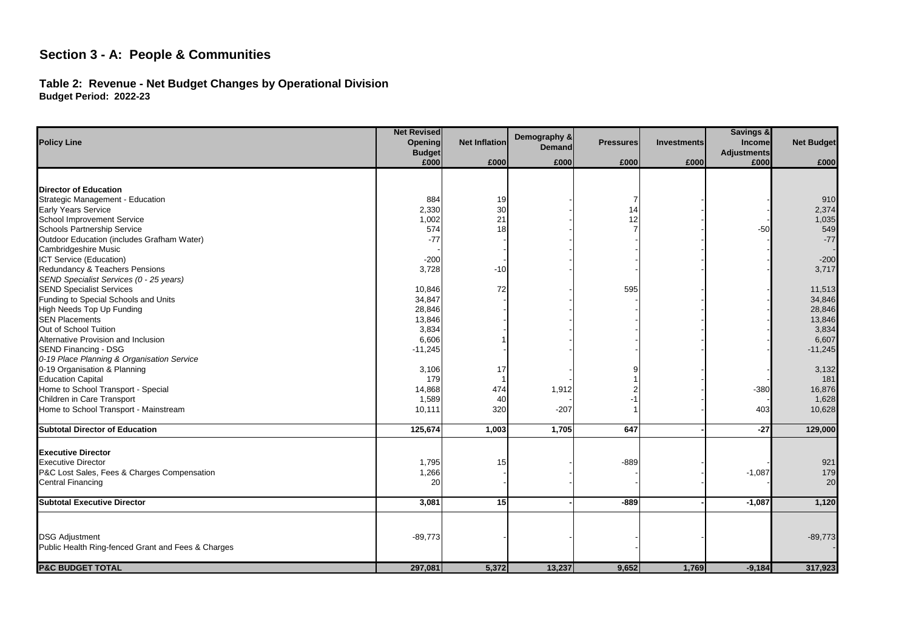# Section 3 - A: People & Communities

## Table 2: Revenue - Net Budget Changes by Operational Division

**Budget Period: 2022-23**

| Policy Line | Net Revised Opening Budget | Net Inflation | Demography & Demand | Pressures | Investments | Savings & Income Adjustments | Net Budget |
|---|---|---|---|---|---|---|---|
| | £000 | £000 | £000 | £000 | £000 | £000 | £000 |
| **Director of Education** | | | | | | | |
| Strategic Management - Education | 884 | 19 | - | 7 | - | - | 910 |
| Early Years Service | 2,330 | 30 | - | 14 | - | - | 2,374 |
| School Improvement Service | 1,002 | 21 | - | 12 | - | - | 1,035 |
| Schools Partnership Service | 574 | 18 | - | 7 | - | -50 | 549 |
| Outdoor Education (includes Grafham Water) | -77 | - | - | - | - | - | -77 |
| Cambridgeshire Music | - | - | - | - | - | - | - |
| ICT Service (Education) | -200 | - | - | - | - | - | -200 |
| Redundancy & Teachers Pensions | 3,728 | -10 | - | - | - | - | 3,717 |
| *SEND Specialist Services (0 - 25 years)* | | | | | | | |
| SEND Specialist Services | 10,846 | 72 | - | 595 | - | - | 11,513 |
| Funding to Special Schools and Units | 34,847 | - | - | - | - | - | 34,846 |
| High Needs Top Up Funding | 28,846 | - | - | - | - | - | 28,846 |
| SEN Placements | 13,846 | - | - | - | - | - | 13,846 |
| Out of School Tuition | 3,834 | - | - | - | - | - | 3,834 |
| Alternative Provision and Inclusion | 6,606 | 1 | - | - | - | - | 6,607 |
| SEND Financing - DSG | -11,245 | - | - | - | - | - | -11,245 |
| *0-19 Place Planning & Organisation Service* | | | | | | | |
| 0-19 Organisation & Planning | 3,106 | 17 | - | 9 | - | - | 3,132 |
| Education Capital | 179 | 1 | - | 1 | - | - | 181 |
| Home to School Transport - Special | 14,868 | 474 | 1,912 | 2 | - | -380 | 16,876 |
| Children in Care Transport | 1,589 | 40 | - | -1 | - | - | 1,628 |
| Home to School Transport - Mainstream | 10,111 | 320 | -207 | 1 | - | 403 | 10,628 |
| **Subtotal Director of Education** | **125,674** | **1,003** | **1,705** | **647** | **-** | **-27** | **129,000** |
| **Executive Director** | | | | | | | |
| Executive Director | 1,795 | 15 | - | -889 | - | - | 921 |
| P&C Lost Sales, Fees & Charges Compensation | 1,266 | - | - | - | - | -1,087 | 179 |
| Central Financing | 20 | - | - | - | - | - | 20 |
| **Subtotal Executive Director** | **3,081** | **15** | **-** | **-889** | **-** | **-1,087** | **1,120** |
| DSG Adjustment | -89,773 | - | - | - | - | | -89,773 |
| Public Health Ring-fenced Grant and Fees & Charges | | | | - | | | - |
| **P&C BUDGET TOTAL** | **297,081** | **5,372** | **13,237** | **9,652** | **1,769** | **-9,184** | **317,923** |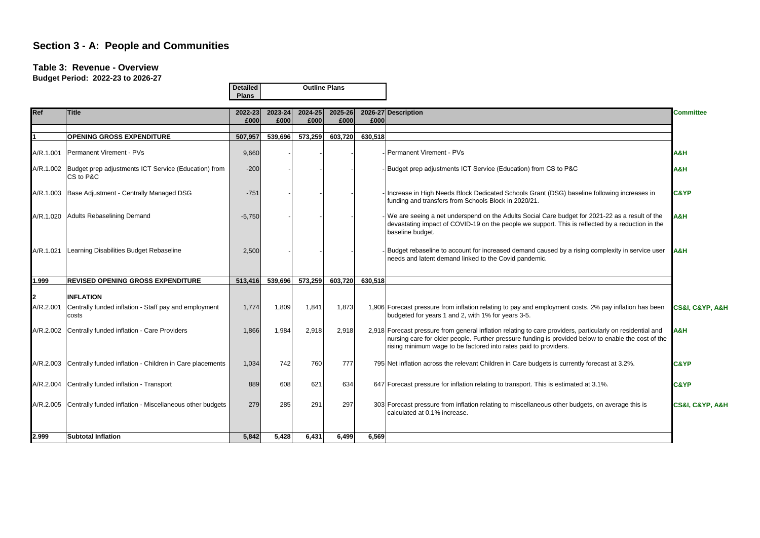# Section 3 - A: People and Communities

## Table 3: Revenue - Overview

**Budget Period: 2022-23 to 2026-27**

| Ref | Title | 2022-23 £000 (Detailed Plans) | 2023-24 £000 (Outline Plans) | 2024-25 £000 (Outline Plans) | 2025-26 £000 (Outline Plans) | 2026-27 £000 (Outline Plans) | Description | Committee |
|---|---|---|---|---|---|---|---|---|
| **1** | **OPENING GROSS EXPENDITURE** | **507,957** | **539,696** | **573,259** | **603,720** | **630,518** | | |
| A/R.1.001 | Permanent Virement - PVs | 9,660 | - | - | - | - | Permanent Virement - PVs | A&H |
| A/R.1.002 | Budget prep adjustments ICT Service (Education) from CS to P&C | -200 | - | - | - | - | Budget prep adjustments ICT Service (Education) from CS to P&C | A&H |
| A/R.1.003 | Base Adjustment - Centrally Managed DSG | -751 | - | - | - | - | Increase in High Needs Block Dedicated Schools Grant (DSG) baseline following increases in funding and transfers from Schools Block in 2020/21. | C&YP |
| A/R.1.020 | Adults Rebaselining Demand | -5,750 | - | - | - | - | We are seeing a net underspend on the Adults Social Care budget for 2021-22 as a result of the devastating impact of COVID-19 on the people we support. This is reflected by a reduction in the baseline budget. | A&H |
| A/R.1.021 | Learning Disabilities Budget Rebaseline | 2,500 | - | - | - | - | Budget rebaseline to account for increased demand caused by a rising complexity in service user needs and latent demand linked to the Covid pandemic. | A&H |
| **1.999** | **REVISED OPENING GROSS EXPENDITURE** | **513,416** | **539,696** | **573,259** | **603,720** | **630,518** | | |
| **2** | **INFLATION** | | | | | | | |
| A/R.2.001 | Centrally funded inflation - Staff pay and employment costs | 1,774 | 1,809 | 1,841 | 1,873 | 1,906 | Forecast pressure from inflation relating to pay and employment costs. 2% pay inflation has been budgeted for years 1 and 2, with 1% for years 3-5. | CS&I, C&YP, A&H |
| A/R.2.002 | Centrally funded inflation - Care Providers | 1,866 | 1,984 | 2,918 | 2,918 | 2,918 | Forecast pressure from general inflation relating to care providers, particularly on residential and nursing care for older people. Further pressure funding is provided below to enable the cost of the rising minimum wage to be factored into rates paid to providers. | A&H |
| A/R.2.003 | Centrally funded inflation - Children in Care placements | 1,034 | 742 | 760 | 777 | 795 | Net inflation across the relevant Children in Care budgets is currently forecast at 3.2%. | C&YP |
| A/R.2.004 | Centrally funded inflation - Transport | 889 | 608 | 621 | 634 | 647 | Forecast pressure for inflation relating to transport. This is estimated at 3.1%. | C&YP |
| A/R.2.005 | Centrally funded inflation - Miscellaneous other budgets | 279 | 285 | 291 | 297 | 303 | Forecast pressure from inflation relating to miscellaneous other budgets, on average this is calculated at 0.1% increase. | CS&I, C&YP, A&H |
| **2.999** | **Subtotal Inflation** | **5,842** | **5,428** | **6,431** | **6,499** | **6,569** | | |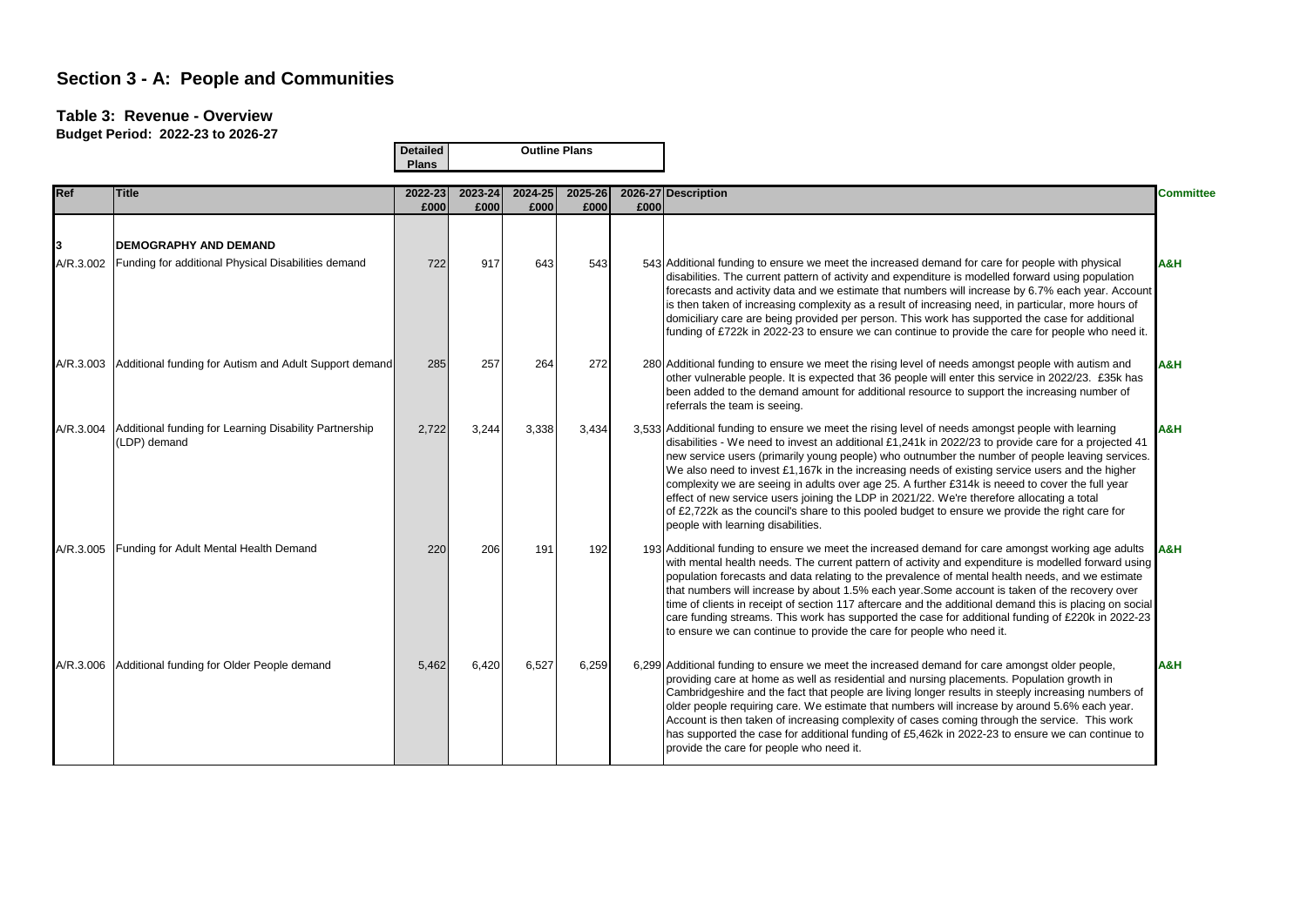# Section 3 - A: People and Communities

## Table 3: Revenue - Overview

**Budget Period: 2022-23 to 2026-27**

| Ref | Title | Detailed Plans 2022-23 £000 | Outline Plans 2023-24 £000 | 2024-25 £000 | 2025-26 £000 | 2026-27 £000 | Description | Committee |
|---|---|---|---|---|---|---|---|---|
| 3 | **DEMOGRAPHY AND DEMAND** | | | | | | | |
| A/R.3.002 | Funding for additional Physical Disabilities demand | 722 | 917 | 643 | 543 | 543 | Additional funding to ensure we meet the increased demand for care for people with physical disabilities. The current pattern of activity and expenditure is modelled forward using population forecasts and activity data and we estimate that numbers will increase by 6.7% each year. Account is then taken of increasing complexity as a result of increasing need, in particular, more hours of domiciliary care are being provided per person. This work has supported the case for additional funding of £722k in 2022-23 to ensure we can continue to provide the care for people who need it. | A&H |
| A/R.3.003 | Additional funding for Autism and Adult Support demand | 285 | 257 | 264 | 272 | 280 | Additional funding to ensure we meet the rising level of needs amongst people with autism and other vulnerable people. It is expected that 36 people will enter this service in 2022/23. £35k has been added to the demand amount for additional resource to support the increasing number of referrals the team is seeing. | A&H |
| A/R.3.004 | Additional funding for Learning Disability Partnership (LDP) demand | 2,722 | 3,244 | 3,338 | 3,434 | 3,533 | Additional funding to ensure we meet the rising level of needs amongst people with learning disabilities - We need to invest an additional £1,241k in 2022/23 to provide care for a projected 41 new service users (primarily young people) who outnumber the number of people leaving services. We also need to invest £1,167k in the increasing needs of existing service users and the higher complexity we are seeing in adults over age 25. A further £314k is neeed to cover the full year effect of new service users joining the LDP in 2021/22. We're therefore allocating a total of £2,722k as the council's share to this pooled budget to ensure we provide the right care for people with learning disabilities. | A&H |
| A/R.3.005 | Funding for Adult Mental Health Demand | 220 | 206 | 191 | 192 | 193 | Additional funding to ensure we meet the increased demand for care amongst working age adults with mental health needs. The current pattern of activity and expenditure is modelled forward using population forecasts and data relating to the prevalence of mental health needs, and we estimate that numbers will increase by about 1.5% each year.Some account is taken of the recovery over time of clients in receipt of section 117 aftercare and the additional demand this is placing on social care funding streams. This work has supported the case for additional funding of £220k in 2022-23 to ensure we can continue to provide the care for people who need it. | A&H |
| A/R.3.006 | Additional funding for Older People demand | 5,462 | 6,420 | 6,527 | 6,259 | 6,299 | Additional funding to ensure we meet the increased demand for care amongst older people, providing care at home as well as residential and nursing placements. Population growth in Cambridgeshire and the fact that people are living longer results in steeply increasing numbers of older people requiring care. We estimate that numbers will increase by around 5.6% each year. Account is then taken of increasing complexity of cases coming through the service. This work has supported the case for additional funding of £5,462k in 2022-23 to ensure we can continue to provide the care for people who need it. | A&H |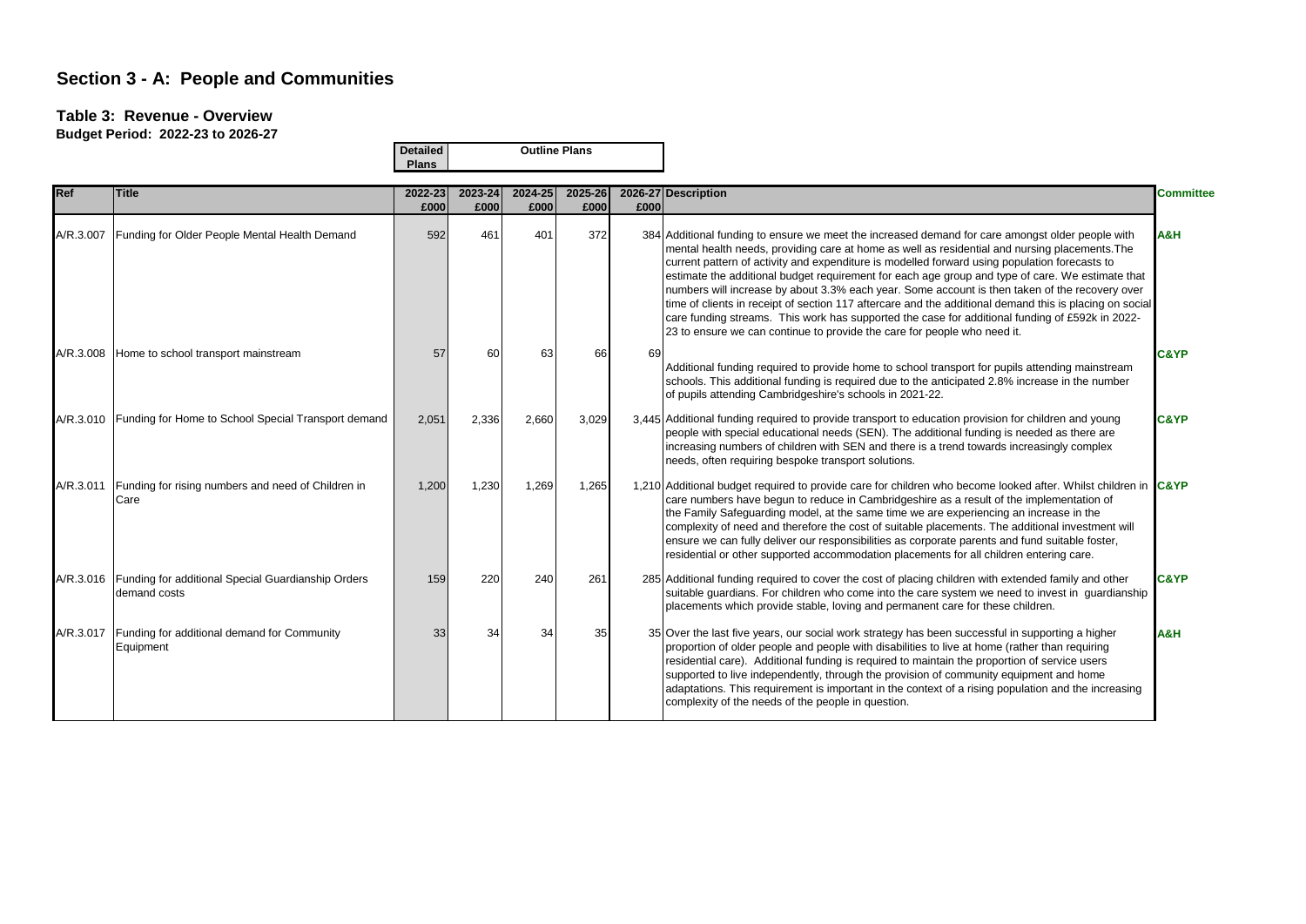## Section 3 - A: People and Communities

### Table 3: Revenue - Overview

**Budget Period: 2022-23 to 2026-27**

| Ref | Title | 2022-23 £000 | 2023-24 £000 | 2024-25 £000 | 2025-26 £000 | 2026-27 £000 | Description | Committee |
|---|---|---|---|---|---|---|---|---|
| | | Detailed Plans | Outline Plans | | | | | |
| A/R.3.007 | Funding for Older People Mental Health Demand | 592 | 461 | 401 | 372 | 384 | Additional funding to ensure we meet the increased demand for care amongst older people with mental health needs, providing care at home as well as residential and nursing placements.The current pattern of activity and expenditure is modelled forward using population forecasts to estimate the additional budget requirement for each age group and type of care. We estimate that numbers will increase by about 3.3% each year. Some account is then taken of the recovery over time of clients in receipt of section 117 aftercare and the additional demand this is placing on social care funding streams. This work has supported the case for additional funding of £592k in 2022-23 to ensure we can continue to provide the care for people who need it. | A&H |
| A/R.3.008 | Home to school transport mainstream | 57 | 60 | 63 | 66 | 69 | Additional funding required to provide home to school transport for pupils attending mainstream schools. This additional funding is required due to the anticipated 2.8% increase in the number of pupils attending Cambridgeshire's schools in 2021-22. | C&YP |
| A/R.3.010 | Funding for Home to School Special Transport demand | 2,051 | 2,336 | 2,660 | 3,029 | 3,445 | Additional funding required to provide transport to education provision for children and young people with special educational needs (SEN). The additional funding is needed as there are increasing numbers of children with SEN and there is a trend towards increasingly complex needs, often requiring bespoke transport solutions. | C&YP |
| A/R.3.011 | Funding for rising numbers and need of Children in Care | 1,200 | 1,230 | 1,269 | 1,265 | 1,210 | Additional budget required to provide care for children who become looked after. Whilst children in care numbers have begun to reduce in Cambridgeshire as a result of the implementation of the Family Safeguarding model, at the same time we are experiencing an increase in the complexity of need and therefore the cost of suitable placements. The additional investment will ensure we can fully deliver our responsibilities as corporate parents and fund suitable foster, residential or other supported accommodation placements for all children entering care. | C&YP |
| A/R.3.016 | Funding for additional Special Guardianship Orders demand costs | 159 | 220 | 240 | 261 | 285 | Additional funding required to cover the cost of placing children with extended family and other suitable guardians. For children who come into the care system we need to invest in guardianship placements which provide stable, loving and permanent care for these children. | C&YP |
| A/R.3.017 | Funding for additional demand for Community Equipment | 33 | 34 | 34 | 35 | 35 | Over the last five years, our social work strategy has been successful in supporting a higher proportion of older people and people with disabilities to live at home (rather than requiring residential care). Additional funding is required to maintain the proportion of service users supported to live independently, through the provision of community equipment and home adaptations. This requirement is important in the context of a rising population and the increasing complexity of the needs of the people in question. | A&H |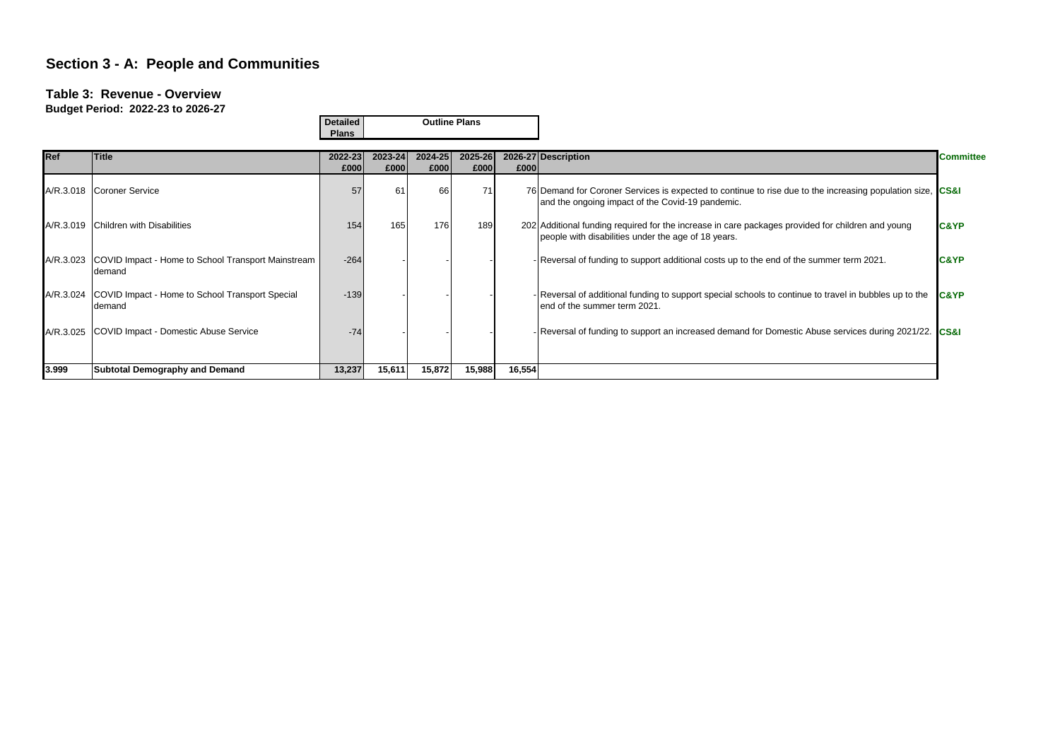## Section 3 - A: People and Communities

### Table 3: Revenue - Overview

**Budget Period: 2022-23 to 2026-27**

| Ref | Title | Detailed Plans | Outline Plans | | | | Description | Committee |
|---|---|---|---|---|---|---|---|---|
| | | 2022-23 £000 | 2023-24 £000 | 2024-25 £000 | 2025-26 £000 | 2026-27 £000 | | |
| A/R.3.018 | Coroner Service | 57 | 61 | 66 | 71 | 76 | Demand for Coroner Services is expected to continue to rise due to the increasing population size, and the ongoing impact of the Covid-19 pandemic. | CS&I |
| A/R.3.019 | Children with Disabilities | 154 | 165 | 176 | 189 | 202 | Additional funding required for the increase in care packages provided for children and young people with disabilities under the age of 18 years. | C&YP |
| A/R.3.023 | COVID Impact - Home to School Transport Mainstream demand | -264 | - | - | - | - | Reversal of funding to support additional costs up to the end of the summer term 2021. | C&YP |
| A/R.3.024 | COVID Impact - Home to School Transport Special demand | -139 | - | - | - | - | Reversal of additional funding to support special schools to continue to travel in bubbles up to the end of the summer term 2021. | C&YP |
| A/R.3.025 | COVID Impact - Domestic Abuse Service | -74 | - | - | - | - | Reversal of funding to support an increased demand for Domestic Abuse services during 2021/22. | CS&I |
| **3.999** | **Subtotal Demography and Demand** | **13,237** | **15,611** | **15,872** | **15,988** | **16,554** | | |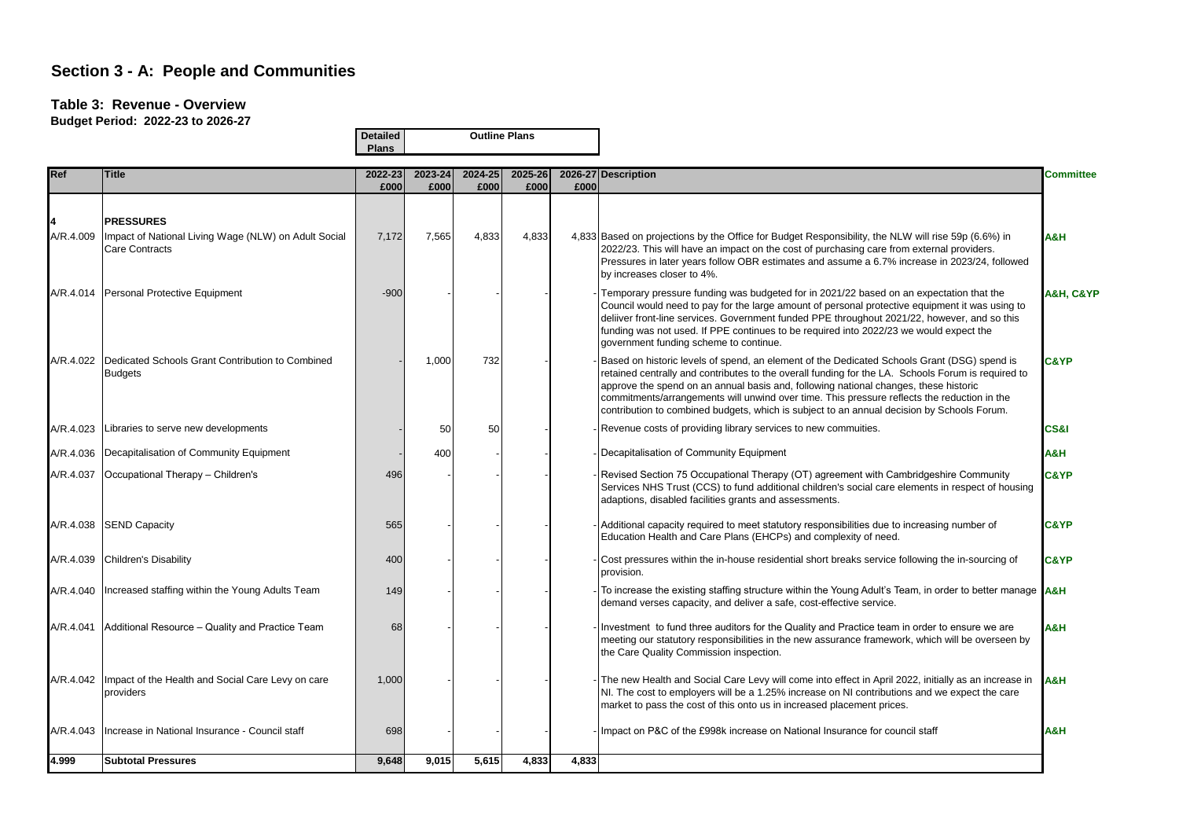# Section 3 - A: People and Communities

## Table 3: Revenue - Overview

**Budget Period: 2022-23 to 2026-27**

| Ref | Title | Detailed Plans | Outline Plans | | | | Description | Committee |
|---|---|---|---|---|---|---|---|---|
| | | 2022-23 £000 | 2023-24 £000 | 2024-25 £000 | 2025-26 £000 | 2026-27 £000 | | |
| **4** | **PRESSURES** | | | | | | | |
| A/R.4.009 | Impact of National Living Wage (NLW) on Adult Social Care Contracts | 7,172 | 7,565 | 4,833 | 4,833 | 4,833 | Based on projections by the Office for Budget Responsibility, the NLW will rise 59p (6.6%) in 2022/23. This will have an impact on the cost of purchasing care from external providers. Pressures in later years follow OBR estimates and assume a 6.7% increase in 2023/24, followed by increases closer to 4%. | A&H |
| A/R.4.014 | Personal Protective Equipment | -900 | - | - | - | - | Temporary pressure funding was budgeted for in 2021/22 based on an expectation that the Council would need to pay for the large amount of personal protective equipment it was using to deliiver front-line services. Government funded PPE throughout 2021/22, however, and so this funding was not used. If PPE continues to be required into 2022/23 we would expect the government funding scheme to continue. | A&H, C&YP |
| A/R.4.022 | Dedicated Schools Grant Contribution to Combined Budgets | - | 1,000 | 732 | - | - | Based on historic levels of spend, an element of the Dedicated Schools Grant (DSG) spend is retained centrally and contributes to the overall funding for the LA. Schools Forum is required to approve the spend on an annual basis and, following national changes, these historic commitments/arrangements will unwind over time. This pressure reflects the reduction in the contribution to combined budgets, which is subject to an annual decision by Schools Forum. | C&YP |
| A/R.4.023 | Libraries to serve new developments | - | 50 | 50 | - | - | Revenue costs of providing library services to new commuities. | CS&I |
| A/R.4.036 | Decapitalisation of Community Equipment | - | 400 | - | - | - | Decapitalisation of Community Equipment | A&H |
| A/R.4.037 | Occupational Therapy – Children's | 496 | - | - | - | - | Revised Section 75 Occupational Therapy (OT) agreement with Cambridgeshire Community Services NHS Trust (CCS) to fund additional children's social care elements in respect of housing adaptions, disabled facilities grants and assessments. | C&YP |
| A/R.4.038 | SEND Capacity | 565 | - | - | - | - | Additional capacity required to meet statutory responsibilities due to increasing number of Education Health and Care Plans (EHCPs) and complexity of need. | C&YP |
| A/R.4.039 | Children's Disability | 400 | - | - | - | - | Cost pressures within the in-house residential short breaks service following the in-sourcing of provision. | C&YP |
| A/R.4.040 | Increased staffing within the Young Adults Team | 149 | - | - | - | - | To increase the existing staffing structure within the Young Adult's Team, in order to better manage demand verses capacity, and deliver a safe, cost-effective service. | A&H |
| A/R.4.041 | Additional Resource – Quality and Practice Team | 68 | - | - | - | - | Investment to fund three auditors for the Quality and Practice team in order to ensure we are meeting our statutory responsibilities in the new assurance framework, which will be overseen by the Care Quality Commission inspection. | A&H |
| A/R.4.042 | Impact of the Health and Social Care Levy on care providers | 1,000 | - | - | - | - | The new Health and Social Care Levy will come into effect in April 2022, initially as an increase in NI. The cost to employers will be a 1.25% increase on NI contributions and we expect the care market to pass the cost of this onto us in increased placement prices. | A&H |
| A/R.4.043 | Increase in National Insurance - Council staff | 698 | - | - | - | - | Impact on P&C of the £998k increase on National Insurance for council staff | A&H |
| **4.999** | **Subtotal Pressures** | **9,648** | **9,015** | **5,615** | **4,833** | **4,833** | | |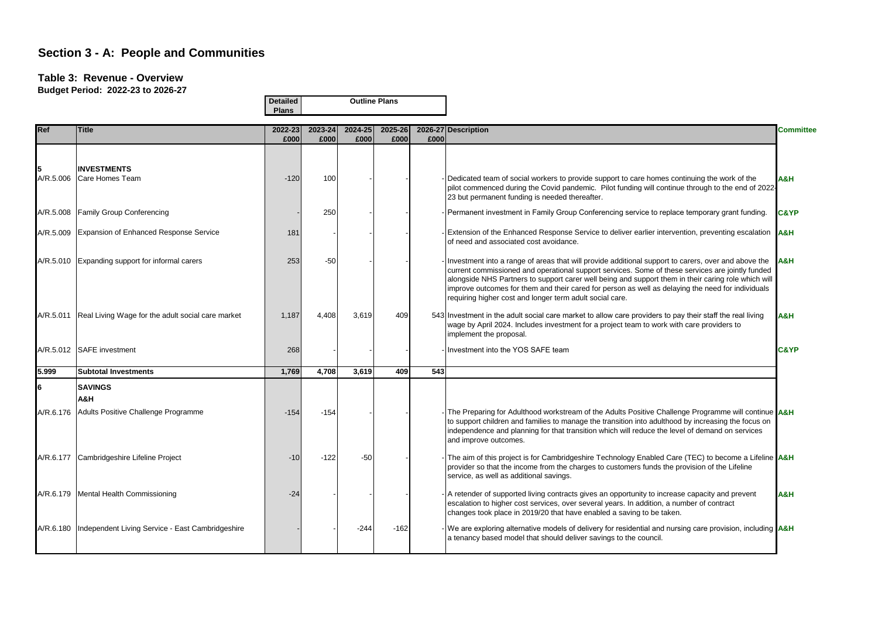# Section 3 - A: People and Communities

## Table 3: Revenue - Overview

**Budget Period: 2022-23 to 2026-27**

| Ref | Title | Detailed Plans | Outline Plans | | | | Description | Committee |
|---|---|---|---|---|---|---|---|---|
| | | 2022-23 £000 | 2023-24 £000 | 2024-25 £000 | 2025-26 £000 | 2026-27 £000 | | |
| **5** | **INVESTMENTS** | | | | | | | |
| A/R.5.006 | Care Homes Team | -120 | 100 | - | - | - | Dedicated team of social workers to provide support to care homes continuing the work of the pilot commenced during the Covid pandemic. Pilot funding will continue through to the end of 2022-23 but permanent funding is needed thereafter. | A&H |
| A/R.5.008 | Family Group Conferencing | - | 250 | - | - | - | Permanent investment in Family Group Conferencing service to replace temporary grant funding. | C&YP |
| A/R.5.009 | Expansion of Enhanced Response Service | 181 | - | - | - | - | Extension of the Enhanced Response Service to deliver earlier intervention, preventing escalation of need and associated cost avoidance. | A&H |
| A/R.5.010 | Expanding support for informal carers | 253 | -50 | - | - | - | Investment into a range of areas that will provide additional support to carers, over and above the current commissioned and operational support services. Some of these services are jointly funded alongside NHS Partners to support carer well being and support them in their caring role which will improve outcomes for them and their cared for person as well as delaying the need for individuals requiring higher cost and longer term adult social care. | A&H |
| A/R.5.011 | Real Living Wage for the adult social care market | 1,187 | 4,408 | 3,619 | 409 | 543 | Investment in the adult social care market to allow care providers to pay their staff the real living wage by April 2024. Includes investment for a project team to work with care providers to implement the proposal. | A&H |
| A/R.5.012 | SAFE investment | 268 | - | - | - | - | Investment into the YOS SAFE team | C&YP |
| **5.999** | **Subtotal Investments** | **1,769** | **4,708** | **3,619** | **409** | **543** | | |
| **6** | **SAVINGS** | | | | | | | |
| | **A&H** | | | | | | | |
| A/R.6.176 | Adults Positive Challenge Programme | -154 | -154 | - | - | - | The Preparing for Adulthood workstream of the Adults Positive Challenge Programme will continue to support children and families to manage the transition into adulthood by increasing the focus on independence and planning for that transition which will reduce the level of demand on services and improve outcomes. | A&H |
| A/R.6.177 | Cambridgeshire Lifeline Project | -10 | -122 | -50 | - | - | The aim of this project is for Cambridgeshire Technology Enabled Care (TEC) to become a Lifeline provider so that the income from the charges to customers funds the provision of the Lifeline service, as well as additional savings. | A&H |
| A/R.6.179 | Mental Health Commissioning | -24 | - | - | - | - | A retender of supported living contracts gives an opportunity to increase capacity and prevent escalation to higher cost services, over several years. In addition, a number of contract changes took place in 2019/20 that have enabled a saving to be taken. | A&H |
| A/R.6.180 | Independent Living Service - East Cambridgeshire | - | - | -244 | -162 | - | We are exploring alternative models of delivery for residential and nursing care provision, including a tenancy based model that should deliver savings to the council. | A&H |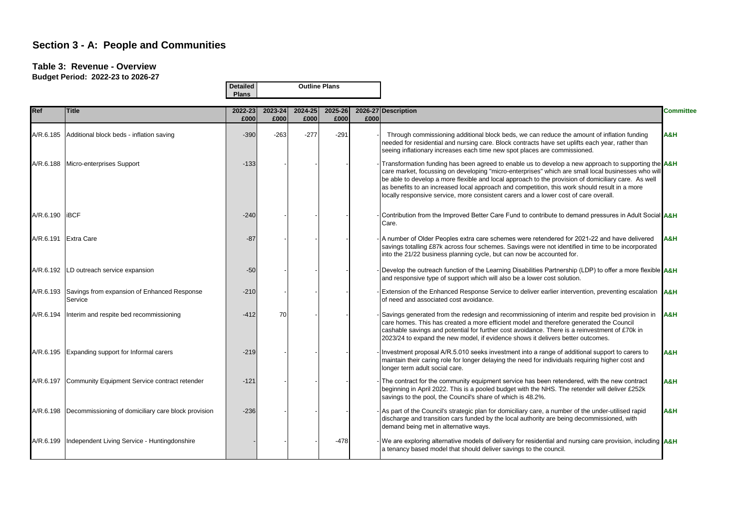## Section 3 - A: People and Communities

### Table 3: Revenue - Overview

**Budget Period: 2022-23 to 2026-27**

| Ref | Title | Detailed Plans 2022-23 £000 | Outline Plans 2023-24 £000 | Outline Plans 2024-25 £000 | Outline Plans 2025-26 £000 | Outline Plans 2026-27 £000 | Description | Committee |
|---|---|---|---|---|---|---|---|---|
| A/R.6.185 | Additional block beds - inflation saving | -390 | -263 | -277 | -291 | - | Through commissioning additional block beds, we can reduce the amount of inflation funding needed for residential and nursing care. Block contracts have set uplifts each year, rather than seeing inflationary increases each time new spot places are commissioned. | A&H |
| A/R.6.188 | Micro-enterprises Support | -133 | - | - | - | - | Transformation funding has been agreed to enable us to develop a new approach to supporting the care market, focussing on developing "micro-enterprises" which are small local businesses who will be able to develop a more flexible and local approach to the provision of domiciliary care. As well as benefits to an increased local approach and competition, this work should result in a more locally responsive service, more consistent carers and a lower cost of care overall. | A&H |
| A/R.6.190 | iBCF | -240 | - | - | - | - | Contribution from the Improved Better Care Fund to contribute to demand pressures in Adult Social Care. | A&H |
| A/R.6.191 | Extra Care | -87 | - | - | - | - | A number of Older Peoples extra care schemes were retendered for 2021-22 and have delivered savings totalling £87k across four schemes. Savings were not identified in time to be incorporated into the 21/22 business planning cycle, but can now be accounted for. | A&H |
| A/R.6.192 | LD outreach service expansion | -50 | - | - | - | - | Develop the outreach function of the Learning Disabilities Partnership (LDP) to offer a more flexible and responsive type of support which will also be a lower cost solution. | A&H |
| A/R.6.193 | Savings from expansion of Enhanced Response Service | -210 | - | - | - | - | Extension of the Enhanced Response Service to deliver earlier intervention, preventing escalation of need and associated cost avoidance. | A&H |
| A/R.6.194 | Interim and respite bed recommissioning | -412 | 70 | - | - | - | Savings generated from the redesign and recommissioning of interim and respite bed provision in care homes. This has created a more efficient model and therefore generated the Council cashable savings and potential for further cost avoidance. There is a reinvestment of £70k in 2023/24 to expand the new model, if evidence shows it delivers better outcomes. | A&H |
| A/R.6.195 | Expanding support for Informal carers | -219 | - | - | - | - | Investment proposal A/R.5.010 seeks investment into a range of additional support to carers to maintain their caring role for longer delaying the need for individuals requiring higher cost and longer term adult social care. | A&H |
| A/R.6.197 | Community Equipment Service contract retender | -121 | - | - | - | - | The contract for the community equipment service has been retendered, with the new contract beginning in April 2022. This is a pooled budget with the NHS. The retender will deliver £252k savings to the pool, the Council's share of which is 48.2%. | A&H |
| A/R.6.198 | Decommissioning of domiciliary care block provision | -236 | - | - | - | - | As part of the Council's strategic plan for domiciliary care, a number of the under-utilised rapid discharge and transition cars funded by the local authority are being decommissioned, with demand being met in alternative ways. | A&H |
| A/R.6.199 | Independent Living Service - Huntingdonshire | - | - | - | -478 | - | We are exploring alternative models of delivery for residential and nursing care provision, including a tenancy based model that should deliver savings to the council. | A&H |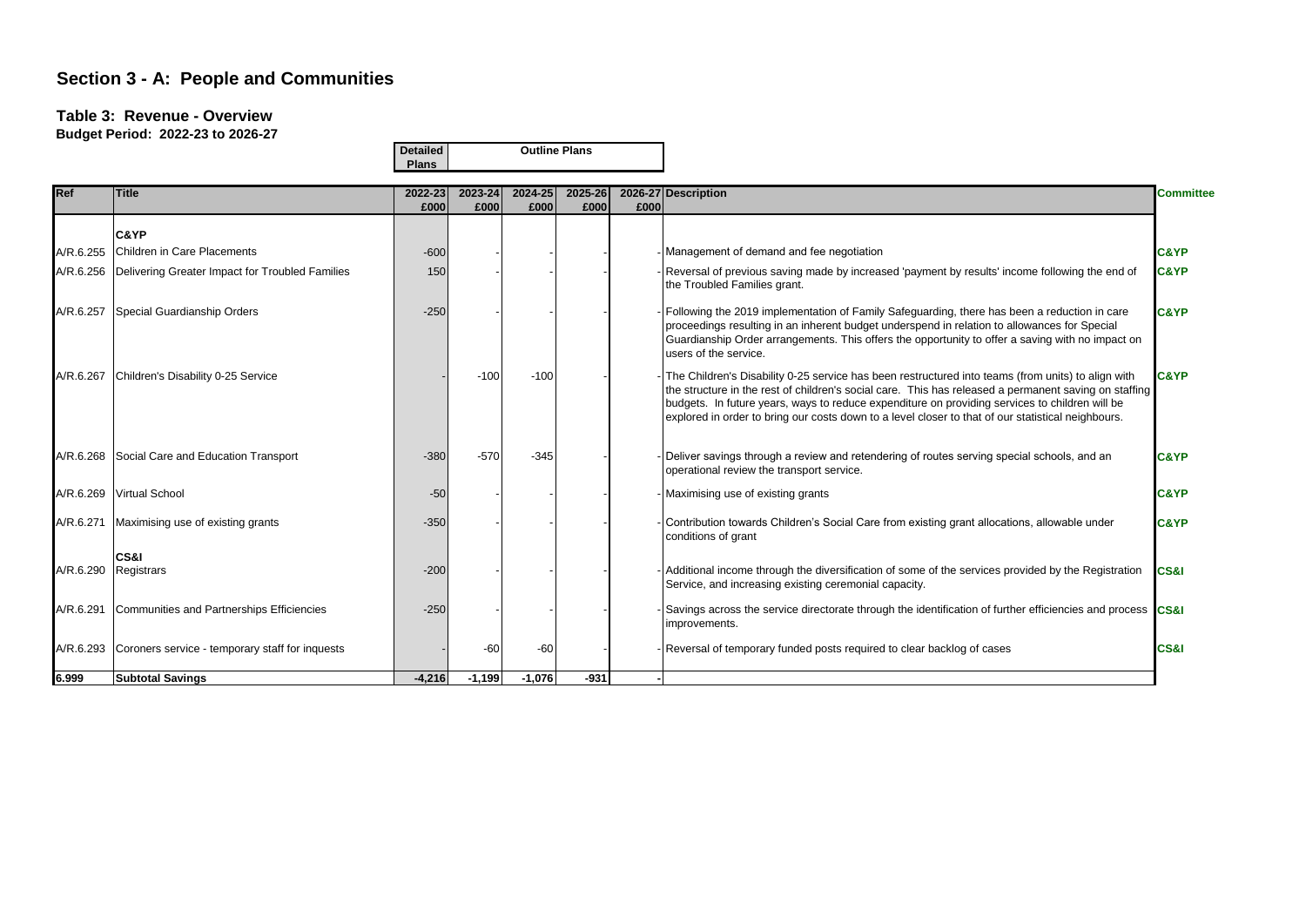# Section 3 - A: People and Communities

## Table 3: Revenue - Overview

**Budget Period: 2022-23 to 2026-27**

| Ref | Title | 2022-23 £000 | 2023-24 £000 | 2024-25 £000 | 2025-26 £000 | 2026-27 £000 | Description | Committee |
|---|---|---|---|---|---|---|---|---|
| | | Detailed Plans | Outline Plans | | | | | |
| | **C&YP** | | | | | | | |
| A/R.6.255 | Children in Care Placements | -600 | - | - | - | - | Management of demand and fee negotiation | C&YP |
| A/R.6.256 | Delivering Greater Impact for Troubled Families | 150 | - | - | - | - | Reversal of previous saving made by increased 'payment by results' income following the end of the Troubled Families grant. | C&YP |
| A/R.6.257 | Special Guardianship Orders | -250 | - | - | - | - | Following the 2019 implementation of Family Safeguarding, there has been a reduction in care proceedings resulting in an inherent budget underspend in relation to allowances for Special Guardianship Order arrangements. This offers the opportunity to offer a saving with no impact on users of the service. | C&YP |
| A/R.6.267 | Children's Disability 0-25 Service | - | -100 | -100 | - | - | The Children's Disability 0-25 service has been restructured into teams (from units) to align with the structure in the rest of children's social care. This has released a permanent saving on staffing budgets. In future years, ways to reduce expenditure on providing services to children will be explored in order to bring our costs down to a level closer to that of our statistical neighbours. | C&YP |
| A/R.6.268 | Social Care and Education Transport | -380 | -570 | -345 | - | - | Deliver savings through a review and retendering of routes serving special schools, and an operational review the transport service. | C&YP |
| A/R.6.269 | Virtual School | -50 | - | - | - | - | Maximising use of existing grants | C&YP |
| A/R.6.271 | Maximising use of existing grants | -350 | - | - | - | - | Contribution towards Children's Social Care from existing grant allocations, allowable under conditions of grant | C&YP |
| | **CS&I** | | | | | | | |
| A/R.6.290 | Registrars | -200 | - | - | - | - | Additional income through the diversification of some of the services provided by the Registration Service, and increasing existing ceremonial capacity. | CS&I |
| A/R.6.291 | Communities and Partnerships Efficiencies | -250 | - | - | - | - | Savings across the service directorate through the identification of further efficiencies and process improvements. | CS&I |
| A/R.6.293 | Coroners service - temporary staff for inquests | - | -60 | -60 | - | - | Reversal of temporary funded posts required to clear backlog of cases | CS&I |
| **6.999** | **Subtotal Savings** | **-4,216** | **-1,199** | **-1,076** | **-931** | **-** | | |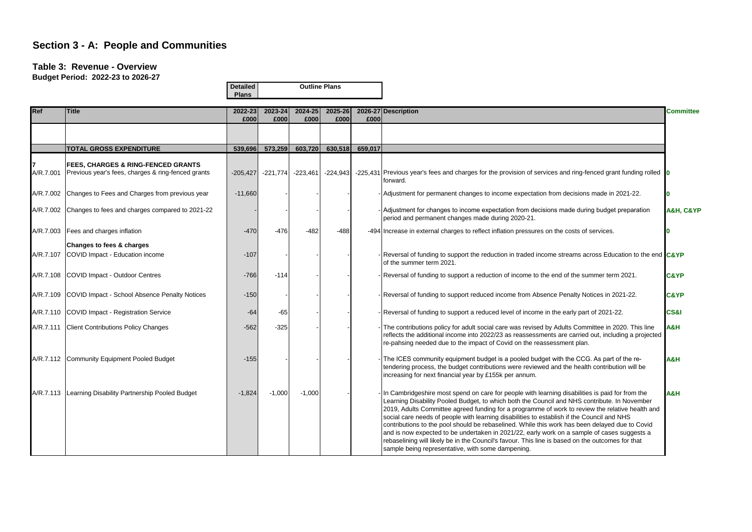# Section 3 - A: People and Communities

## Table 3: Revenue - Overview

**Budget Period: 2022-23 to 2026-27**

| Ref | Title | Detailed Plans | Outline Plans | | | | Description | Committee |
|---|---|---|---|---|---|---|---|---|
| | | 2022-23 £000 | 2023-24 £000 | 2024-25 £000 | 2025-26 £000 | 2026-27 £000 | | |
| | **TOTAL GROSS EXPENDITURE** | **539,696** | **573,259** | **603,720** | **630,518** | **659,017** | | |
| **7** | **FEES, CHARGES & RING-FENCED GRANTS** | | | | | | | |
| A/R.7.001 | Previous year's fees, charges & ring-fenced grants | -205,427 | -221,774 | -223,461 | -224,943 | -225,431 | Previous year's fees and charges for the provision of services and ring-fenced grant funding rolled forward. | 0 |
| A/R.7.002 | Changes to Fees and Charges from previous year | -11,660 | - | - | - | - | Adjustment for permanent changes to income expectation from decisions made in 2021-22. | 0 |
| A/R.7.002 | Changes to fees and charges compared to 2021-22 | - | - | - | - | - | Adjustment for changes to income expectation from decisions made during budget preparation period and permanent changes made during 2020-21. | A&H, C&YP |
| A/R.7.003 | Fees and charges inflation | -470 | -476 | -482 | -488 | -494 | Increase in external charges to reflect inflation pressures on the costs of services. | 0 |
| | **Changes to fees & charges** | | | | | | | |
| A/R.7.107 | COVID Impact - Education income | -107 | - | - | - | - | Reversal of funding to support the reduction in traded income streams across Education to the end of the summer term 2021. | C&YP |
| A/R.7.108 | COVID Impact - Outdoor Centres | -766 | -114 | - | - | - | Reversal of funding to support a reduction of income to the end of the summer term 2021. | C&YP |
| A/R.7.109 | COVID Impact - School Absence Penalty Notices | -150 | - | - | - | - | Reversal of funding to support reduced income from Absence Penalty Notices in 2021-22. | C&YP |
| A/R.7.110 | COVID Impact - Registration Service | -64 | -65 | - | - | - | Reversal of funding to support a reduced level of income in the early part of 2021-22. | CS&I |
| A/R.7.111 | Client Contributions Policy Changes | -562 | -325 | - | - | - | The contributions policy for adult social care was revised by Adults Committee in 2020. This line reflects the additional income into 2022/23 as reassessments are carried out, including a projected re-pahsing needed due to the impact of Covid on the reassessment plan. | A&H |
| A/R.7.112 | Community Equipment Pooled Budget | -155 | - | - | - | - | The ICES community equipment budget is a pooled budget with the CCG. As part of the re-tendering process, the budget contributions were reviewed and the health contribution will be increasing for next financial year by £155k per annum. | A&H |
| A/R.7.113 | Learning Disability Partnership Pooled Budget | -1,824 | -1,000 | -1,000 | - | - | In Cambridgeshire most spend on care for people with learning disabilities is paid for from the Learning Disability Pooled Budget, to which both the Council and NHS contribute. In November 2019, Adults Committee agreed funding for a programme of work to review the relative health and social care needs of people with learning disabilities to establish if the Council and NHS contributions to the pool should be rebaselined. While this work has been delayed due to Covid and is now expected to be undertaken in 2021/22, early work on a sample of cases suggests a rebaselining will likely be in the Council's favour. This line is based on the outcomes for that sample being representative, with some dampening. | A&H |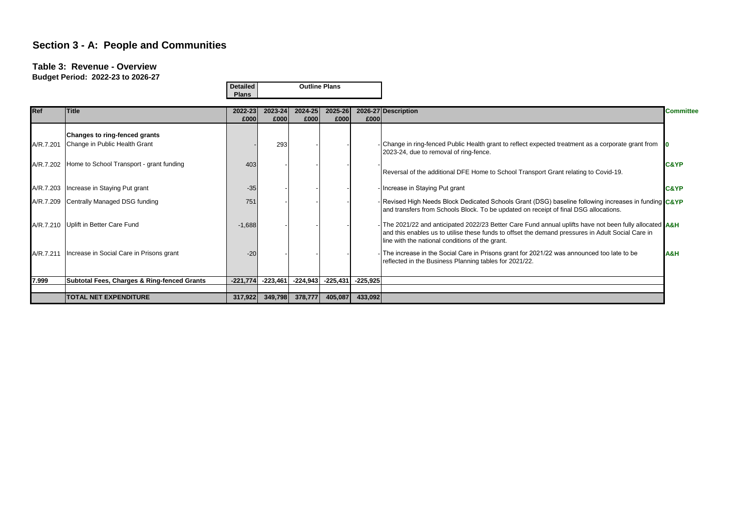## Section 3 - A: People and Communities

### Table 3: Revenue - Overview

**Budget Period: 2022-23 to 2026-27**

| Ref | Title | 2022-23 £000 | 2023-24 £000 | 2024-25 £000 | 2025-26 £000 | 2026-27 £000 | Description | Committee |
|---|---|---|---|---|---|---|---|---|
| | | Detailed Plans | Outline Plans | | | | | |
| | **Changes to ring-fenced grants** | | | | | | | |
| A/R.7.201 | Change in Public Health Grant | - | 293 | - | - | - | Change in ring-fenced Public Health grant to reflect expected treatment as a corporate grant from 2023-24, due to removal of ring-fence. | 0 |
| A/R.7.202 | Home to School Transport - grant funding | 403 | - | - | - | - | Reversal of the additional DFE Home to School Transport Grant relating to Covid-19. | C&YP |
| A/R.7.203 | Increase in Staying Put grant | -35 | - | - | - | - | Increase in Staying Put grant | C&YP |
| A/R.7.209 | Centrally Managed DSG funding | 751 | - | - | - | - | Revised High Needs Block Dedicated Schools Grant (DSG) baseline following increases in funding and transfers from Schools Block. To be updated on receipt of final DSG allocations. | C&YP |
| A/R.7.210 | Uplift in Better Care Fund | -1,688 | - | - | - | - | The 2021/22 and anticipated 2022/23 Better Care Fund annual uplifts have not been fully allocated and this enables us to utilise these funds to offset the demand pressures in Adult Social Care in line with the national conditions of the grant. | A&H |
| A/R.7.211 | Increase in Social Care in Prisons grant | -20 | - | - | - | - | The increase in the Social Care in Prisons grant for 2021/22 was announced too late to be reflected in the Business Planning tables for 2021/22. | A&H |
| **7.999** | **Subtotal Fees, Charges & Ring-fenced Grants** | **-221,774** | **-223,461** | **-224,943** | **-225,431** | **-225,925** | | |
| | **TOTAL NET EXPENDITURE** | **317,922** | **349,798** | **378,777** | **405,087** | **433,092** | | |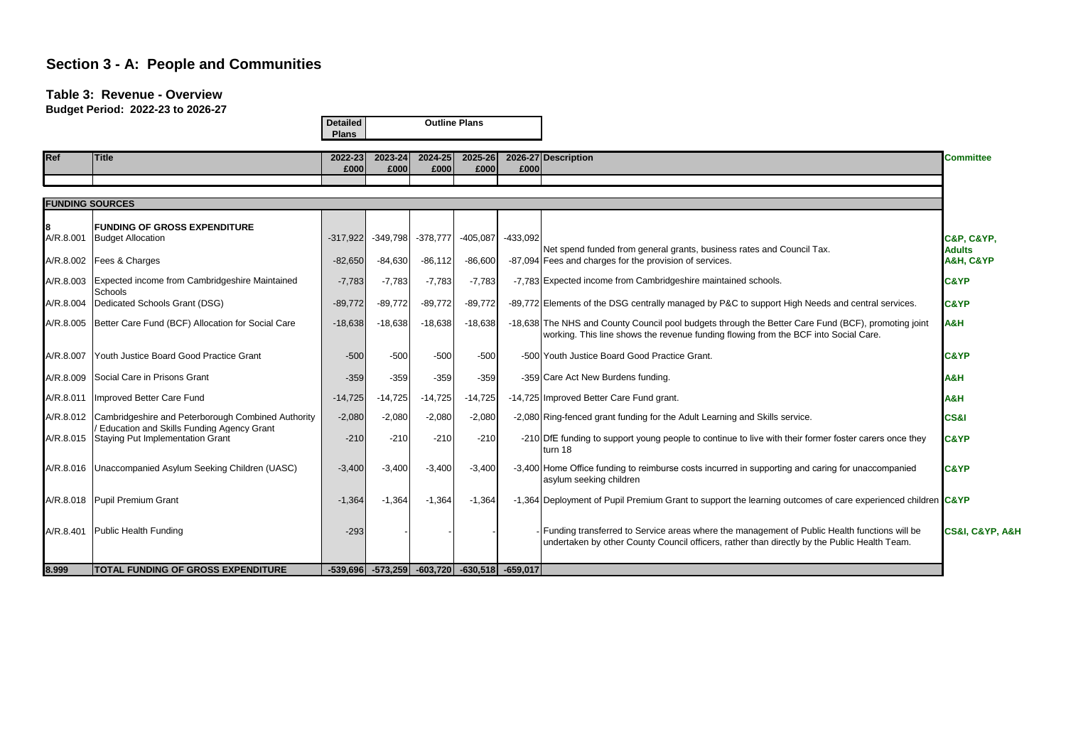# Section 3 - A: People and Communities

## Table 3: Revenue - Overview

**Budget Period: 2022-23 to 2026-27**

| Ref | Title | 2022-23 £000 | 2023-24 £000 | 2024-25 £000 | 2025-26 £000 | 2026-27 £000 | Description | Committee |
|---|---|---|---|---|---|---|---|---|
| | | Detailed Plans | Outline Plans | | | | | |
| **FUNDING SOURCES** | | | | | | | | |
| **8** | **FUNDING OF GROSS EXPENDITURE** | | | | | | | |
| A/R.8.001 | Budget Allocation | -317,922 | -349,798 | -378,777 | -405,087 | -433,092 | Net spend funded from general grants, business rates and Council Tax. | C&P, C&YP, Adults |
| A/R.8.002 | Fees & Charges | -82,650 | -84,630 | -86,112 | -86,600 | -87,094 | Fees and charges for the provision of services. | A&H, C&YP |
| A/R.8.003 | Expected income from Cambridgeshire Maintained Schools | -7,783 | -7,783 | -7,783 | -7,783 | -7,783 | Expected income from Cambridgeshire maintained schools. | C&YP |
| A/R.8.004 | Dedicated Schools Grant (DSG) | -89,772 | -89,772 | -89,772 | -89,772 | -89,772 | Elements of the DSG centrally managed by P&C to support High Needs and central services. | C&YP |
| A/R.8.005 | Better Care Fund (BCF) Allocation for Social Care | -18,638 | -18,638 | -18,638 | -18,638 | -18,638 | The NHS and County Council pool budgets through the Better Care Fund (BCF), promoting joint working. This line shows the revenue funding flowing from the BCF into Social Care. | A&H |
| A/R.8.007 | Youth Justice Board Good Practice Grant | -500 | -500 | -500 | -500 | -500 | Youth Justice Board Good Practice Grant. | C&YP |
| A/R.8.009 | Social Care in Prisons Grant | -359 | -359 | -359 | -359 | -359 | Care Act New Burdens funding. | A&H |
| A/R.8.011 | Improved Better Care Fund | -14,725 | -14,725 | -14,725 | -14,725 | -14,725 | Improved Better Care Fund grant. | A&H |
| A/R.8.012 | Cambridgeshire and Peterborough Combined Authority / Education and Skills Funding Agency Grant | -2,080 | -2,080 | -2,080 | -2,080 | -2,080 | Ring-fenced grant funding for the Adult Learning and Skills service. | CS&I |
| A/R.8.015 | Staying Put Implementation Grant | -210 | -210 | -210 | -210 | -210 | DfE funding to support young people to continue to live with their former foster carers once they turn 18 | C&YP |
| A/R.8.016 | Unaccompanied Asylum Seeking Children (UASC) | -3,400 | -3,400 | -3,400 | -3,400 | -3,400 | Home Office funding to reimburse costs incurred in supporting and caring for unaccompanied asylum seeking children | C&YP |
| A/R.8.018 | Pupil Premium Grant | -1,364 | -1,364 | -1,364 | -1,364 | -1,364 | Deployment of Pupil Premium Grant to support the learning outcomes of care experienced children | C&YP |
| A/R.8.401 | Public Health Funding | -293 | - | - | - | - | Funding transferred to Service areas where the management of Public Health functions will be undertaken by other County Council officers, rather than directly by the Public Health Team. | CS&I, C&YP, A&H |
| **8.999** | **TOTAL FUNDING OF GROSS EXPENDITURE** | **-539,696** | **-573,259** | **-603,720** | **-630,518** | **-659,017** | | |